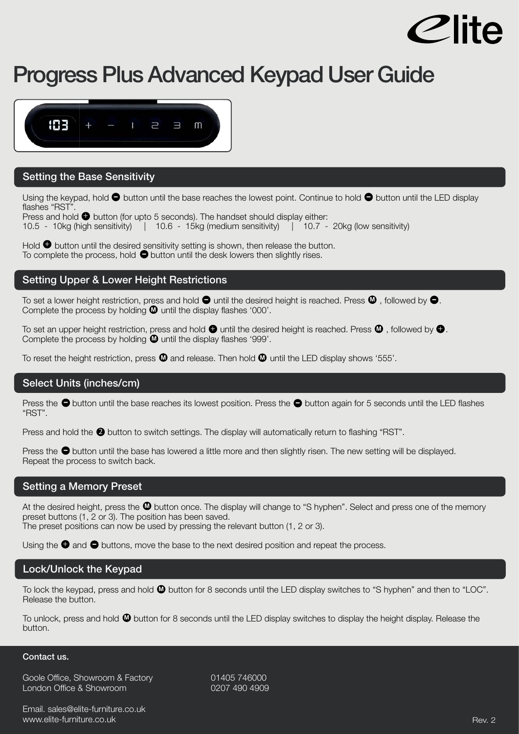# Progress Plus Advanced Keypad User Guide

## Setting the Base Sensitivity

Using the keypad, hold – button until the base reaches the lowest point. Continue to hold – button until the LED display flashes "RST".
Press and hold + button (for upto 5 seconds). The handset should display either:
10.5 - 10kg (high sensitivity) | 10.6 - 15kg (medium sensitivity) | 10.7 - 20kg (low sensitivity)

Hold + button until the desired sensitivity setting is shown, then release the button.
To complete the process, hold – button until the desk lowers then slightly rises.

## Setting Upper & Lower Height Restrictions

To set a lower height restriction, press and hold – until the desired height is reached. Press M, followed by –.
Complete the process by holding M until the display flashes '000'.

To set an upper height restriction, press and hold + until the desired height is reached. Press M, followed by +.
Complete the process by holding M until the display flashes '999'.

To reset the height restriction, press M and release. Then hold M until the LED display shows '555'.

## Select Units (inches/cm)

Press the – button until the base reaches its lowest position. Press the – button again for 5 seconds until the LED flashes "RST".

Press and hold the 2 button to switch settings. The display will automatically return to flashing "RST".

Press the – button until the base has lowered a little more and then slightly risen. The new setting will be displayed.
Repeat the process to switch back.

## Setting a Memory Preset

At the desired height, press the M button once. The display will change to "S hyphen". Select and press one of the memory preset buttons (1, 2 or 3). The position has been saved.
The preset positions can now be used by pressing the relevant button (1, 2 or 3).

Using the + and – buttons, move the base to the next desired position and repeat the process.

## Lock/Unlock the Keypad

To lock the keypad, press and hold M button for 8 seconds until the LED display switches to "S hyphen" and then to "LOC".
Release the button.

To unlock, press and hold M button for 8 seconds until the LED display switches to display the height display. Release the button.

**Contact us.**

Goole Office, Showroom & Factory 01405 746000
London Office & Showroom 0207 490 4909

Email. sales@elite-furniture.co.uk
www.elite-furniture.co.uk

Rev. 2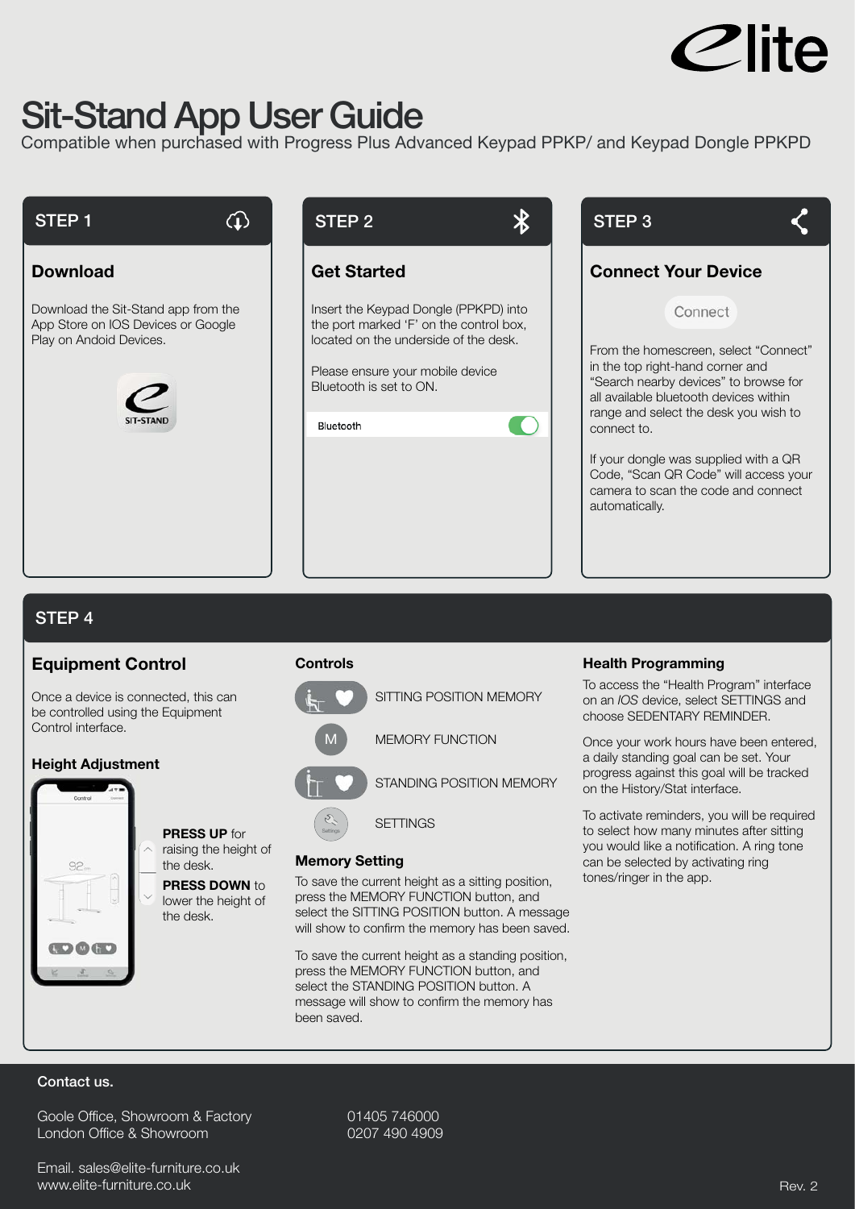Elite

# Sit-Stand App User Guide

Compatible when purchased with Progress Plus Advanced Keypad PPKP/ and Keypad Dongle PPKPD

## STEP 1

### Download

Download the Sit-Stand app from the App Store on IOS Devices or Google Play on Andoid Devices.

SIT-STAND

## STEP 2

### Get Started

Insert the Keypad Dongle (PPKPD) into the port marked 'F' on the control box, located on the underside of the desk.

Please ensure your mobile device Bluetooth is set to ON.

Bluetooth

## STEP 3

### Connect Your Device

Connect

From the homescreen, select "Connect" in the top right-hand corner and "Search nearby devices" to browse for all available bluetooth devices within range and select the desk you wish to connect to.

If your dongle was supplied with a QR Code, "Scan QR Code" will access your camera to scan the code and connect automatically.

## STEP 4

### Equipment Control

Once a device is connected, this can be controlled using the Equipment Control interface.

### Height Adjustment

**PRESS UP** for raising the height of the desk.

**PRESS DOWN** to lower the height of the desk.

### Controls

- SITTING POSITION MEMORY
- MEMORY FUNCTION
- STANDING POSITION MEMORY
- SETTINGS

### Memory Setting

To save the current height as a sitting position, press the MEMORY FUNCTION button, and select the SITTING POSITION button. A message will show to confirm the memory has been saved.

To save the current height as a standing position, press the MEMORY FUNCTION button, and select the STANDING POSITION button. A message will show to confirm the memory has been saved.

### Health Programming

To access the "Health Program" interface on an *IOS* device, select SETTINGS and choose SEDENTARY REMINDER.

Once your work hours have been entered, a daily standing goal can be set. Your progress against this goal will be tracked on the History/Stat interface.

To activate reminders, you will be required to select how many minutes after sitting you would like a notification. A ring tone can be selected by activating ring tones/ringer in the app.

**Contact us.**

Goole Office, Showroom & Factory 01405 746000
London Office & Showroom 0207 490 4909

Email. sales@elite-furniture.co.uk
www.elite-furniture.co.uk

Rev. 2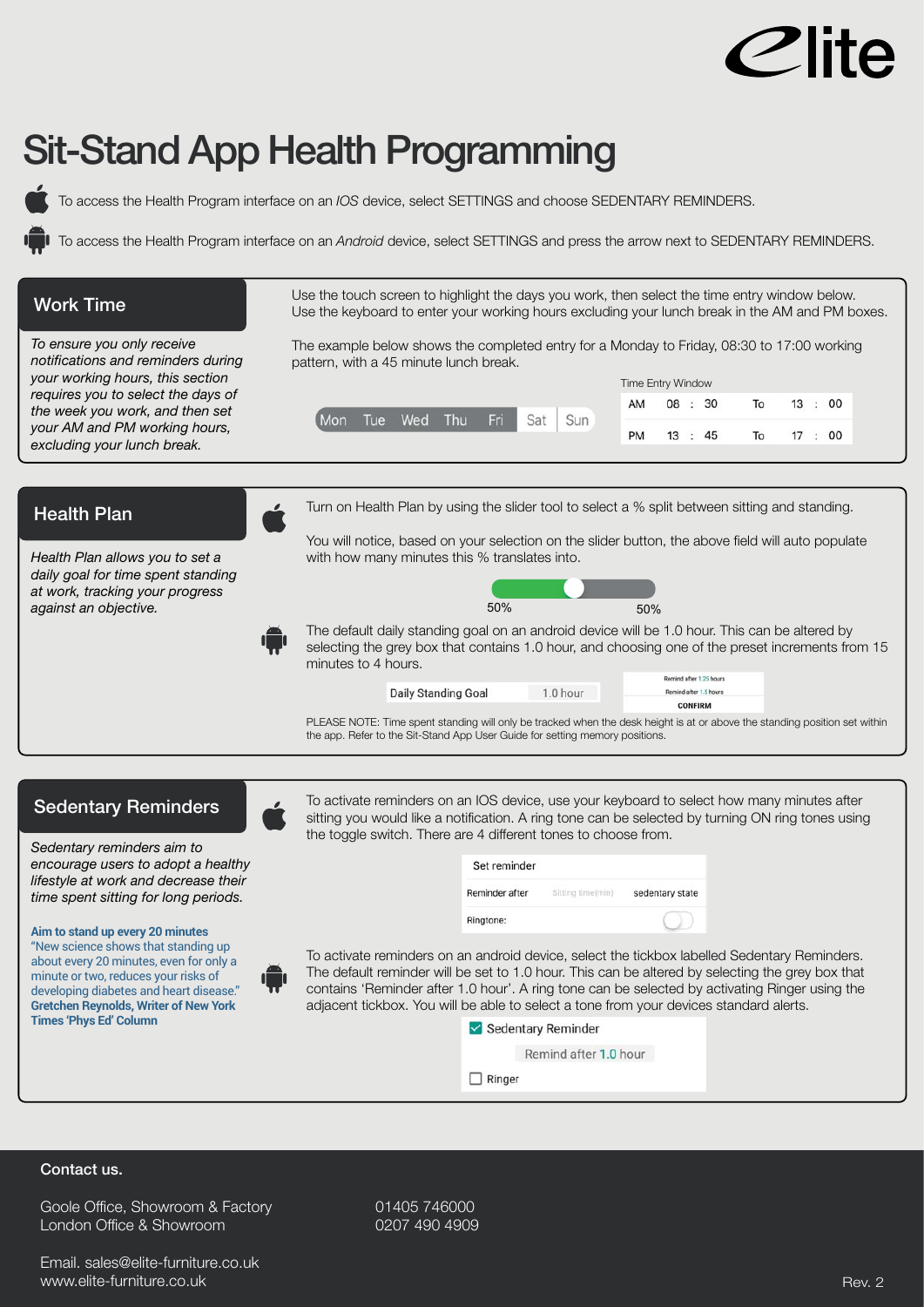# Sit-Stand App Health Programming

To access the Health Program interface on an *IOS* device, select SETTINGS and choose SEDENTARY REMINDERS.

To access the Health Program interface on an *Android* device, select SETTINGS and press the arrow next to SEDENTARY REMINDERS.

## Work Time

*To ensure you only receive notifications and reminders during your working hours, this section requires you to select the days of the week you work, and then set your AM and PM working hours, excluding your lunch break.*

Use the touch screen to highlight the days you work, then select the time entry window below. Use the keyboard to enter your working hours excluding your lunch break in the AM and PM boxes.

The example below shows the completed entry for a Monday to Friday, 08:30 to 17:00 working pattern, with a 45 minute lunch break.

Mon Tue Wed Thu Fri Sat Sun

Time Entry Window

| | | | |
|---|---|---|---|
| AM | 08 : 30 | To | 13 : 00 |
| PM | 13 : 45 | To | 17 : 00 |

## Health Plan

*Health Plan allows you to set a daily goal for time spent standing at work, tracking your progress against an objective.*

Turn on Health Plan by using the slider tool to select a % split between sitting and standing.

You will notice, based on your selection on the slider button, the above field will auto populate with how many minutes this % translates into.

50% 50%

The default daily standing goal on an android device will be 1.0 hour. This can be altered by selecting the grey box that contains 1.0 hour, and choosing one of the preset increments from 15 minutes to 4 hours.

Daily Standing Goal 1.0 hour

Remind after 1.25 hours
Remind after 1.5 hours
CONFIRM

PLEASE NOTE: Time spent standing will only be tracked when the desk height is at or above the standing position set within the app. Refer to the Sit-Stand App User Guide for setting memory positions.

## Sedentary Reminders

*Sedentary reminders aim to encourage users to adopt a healthy lifestyle at work and decrease their time spent sitting for long periods.*

**Aim to stand up every 20 minutes**
"New science shows that standing up about every 20 minutes, even for only a minute or two, reduces your risks of developing diabetes and heart disease."
**Gretchen Reynolds, Writer of New York Times 'Phys Ed' Column**

To activate reminders on an IOS device, use your keyboard to select how many minutes after sitting you would like a notification. A ring tone can be selected by turning ON ring tones using the toggle switch. There are 4 different tones to choose from.

Set reminder
Reminder after | Sitting time(min) | sedentary state
Ringtone:

To activate reminders on an android device, select the tickbox labelled Sedentary Reminders. The default reminder will be set to 1.0 hour. This can be altered by selecting the grey box that contains 'Reminder after 1.0 hour'. A ring tone can be selected by activating Ringer using the adjacent tickbox. You will be able to select a tone from your devices standard alerts.

- [x] Sedentary Reminder
  Remind after 1.0 hour
- [ ] Ringer

## Contact us.

Goole Office, Showroom & Factory 01405 746000
London Office & Showroom 0207 490 4909

Email. sales@elite-furniture.co.uk
www.elite-furniture.co.uk

Rev. 2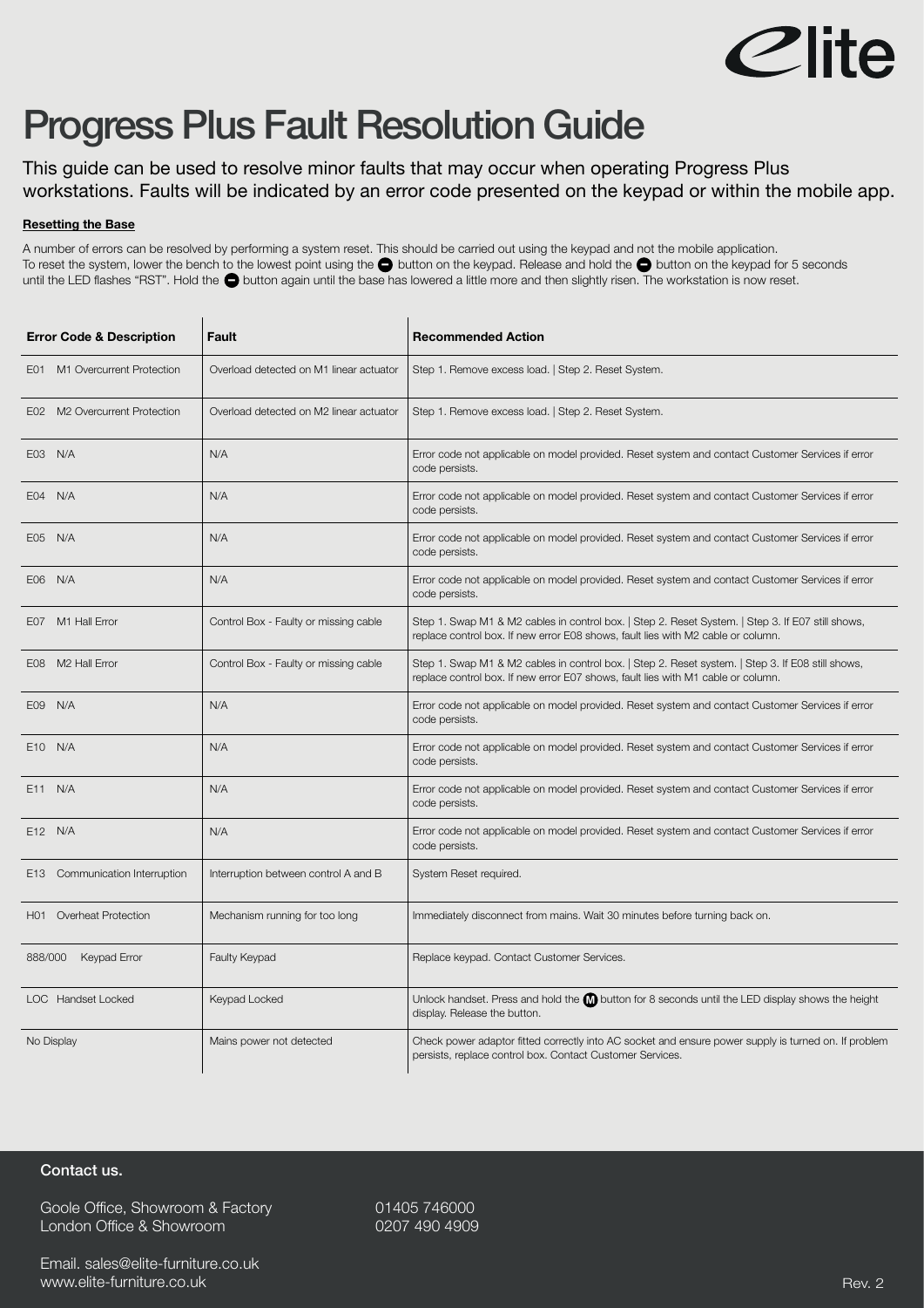Elite

# Progress Plus Fault Resolution Guide

This guide can be used to resolve minor faults that may occur when operating Progress Plus workstations. Faults will be indicated by an error code presented on the keypad or within the mobile app.

**Resetting the Base**

A number of errors can be resolved by performing a system reset. This should be carried out using the keypad and not the mobile application.
To reset the system, lower the bench to the lowest point using the ⊖ button on the keypad. Release and hold the ⊖ button on the keypad for 5 seconds until the LED flashes "RST". Hold the ⊖ button again until the base has lowered a little more and then slightly risen. The workstation is now reset.

| Error Code & Description | Fault | Recommended Action |
|---|---|---|
| E01 M1 Overcurrent Protection | Overload detected on M1 linear actuator | Step 1. Remove excess load. \| Step 2. Reset System. |
| E02 M2 Overcurrent Protection | Overload detected on M2 linear actuator | Step 1. Remove excess load. \| Step 2. Reset System. |
| E03 N/A | N/A | Error code not applicable on model provided. Reset system and contact Customer Services if error code persists. |
| E04 N/A | N/A | Error code not applicable on model provided. Reset system and contact Customer Services if error code persists. |
| E05 N/A | N/A | Error code not applicable on model provided. Reset system and contact Customer Services if error code persists. |
| E06 N/A | N/A | Error code not applicable on model provided. Reset system and contact Customer Services if error code persists. |
| E07 M1 Hall Error | Control Box - Faulty or missing cable | Step 1. Swap M1 & M2 cables in control box. \| Step 2. Reset System. \| Step 3. If E07 still shows, replace control box. If new error E08 shows, fault lies with M2 cable or column. |
| E08 M2 Hall Error | Control Box - Faulty or missing cable | Step 1. Swap M1 & M2 cables in control box. \| Step 2. Reset system. \| Step 3. If E08 still shows, replace control box. If new error E07 shows, fault lies with M1 cable or column. |
| E09 N/A | N/A | Error code not applicable on model provided. Reset system and contact Customer Services if error code persists. |
| E10 N/A | N/A | Error code not applicable on model provided. Reset system and contact Customer Services if error code persists. |
| E11 N/A | N/A | Error code not applicable on model provided. Reset system and contact Customer Services if error code persists. |
| E12 N/A | N/A | Error code not applicable on model provided. Reset system and contact Customer Services if error code persists. |
| E13 Communication Interruption | Interruption between control A and B | System Reset required. |
| H01 Overheat Protection | Mechanism running for too long | Immediately disconnect from mains. Wait 30 minutes before turning back on. |
| 888/000 Keypad Error | Faulty Keypad | Replace keypad. Contact Customer Services. |
| LOC Handset Locked | Keypad Locked | Unlock handset. Press and hold the Ⓜ button for 8 seconds until the LED display shows the height display. Release the button. |
| No Display | Mains power not detected | Check power adaptor fitted correctly into AC socket and ensure power supply is turned on. If problem persists, replace control box. Contact Customer Services. |

**Contact us.**

Goole Office, Showroom & Factory 01405 746000
London Office & Showroom 0207 490 4909

Email. sales@elite-furniture.co.uk
www.elite-furniture.co.uk

Rev. 2